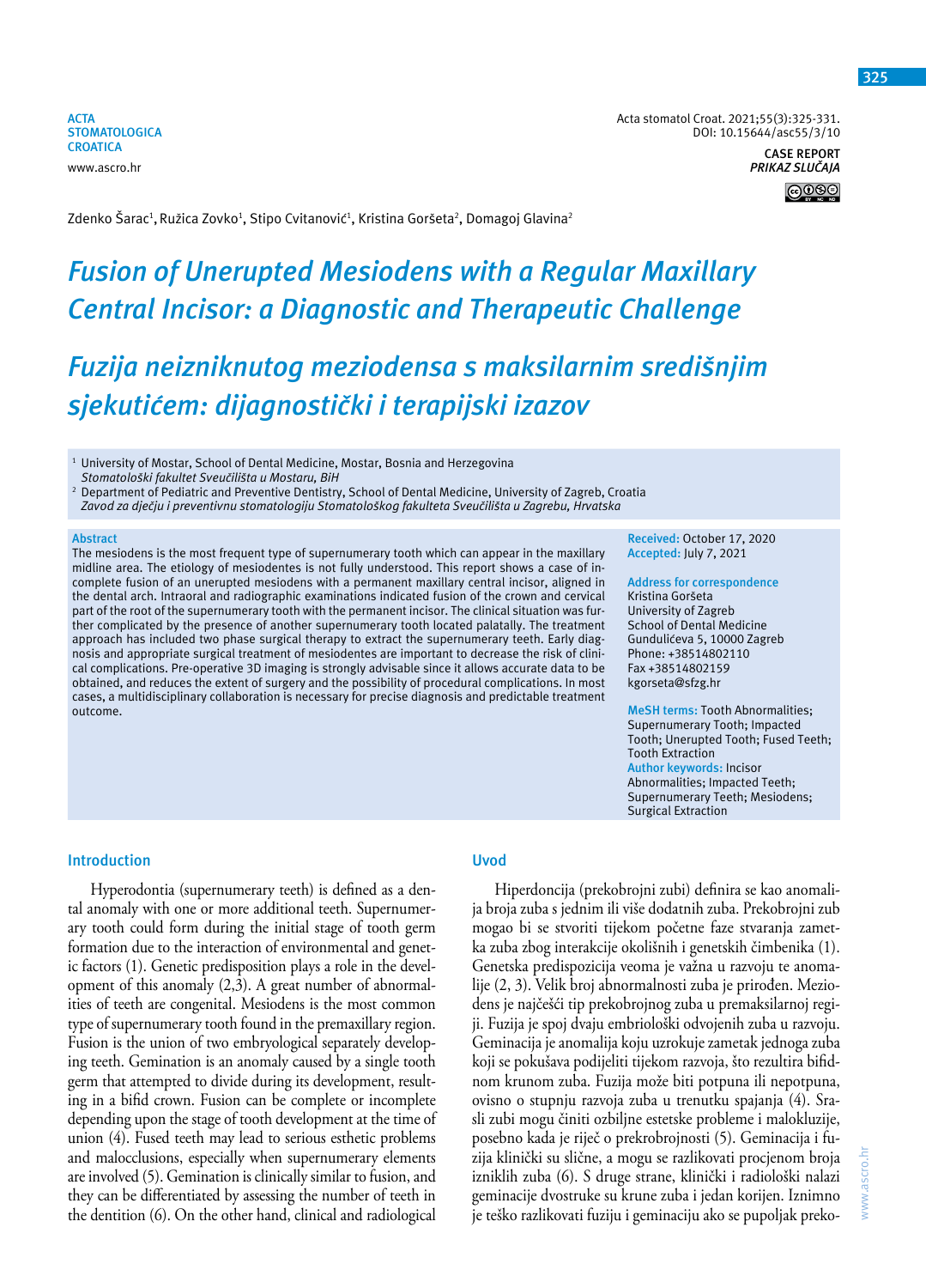ACTA STOMATOLOGICA CROATICA
www.ascro.hr

Acta stomatol Croat. 2021;55(3):325-331.
DOI: 10.15644/asc55/3/10

CASE REPORT
*PRIKAZ SLUČAJA*

Zdenko Šarac[1], Ružica Zovko[1], Stipo Cvitanović[1], Kristina Goršeta[2], Domagoj Glavina[2]

# *Fusion of Unerupted Mesiodens with a Regular Maxillary Central Incisor: a Diagnostic and Therapeutic Challenge*

# *Fuzija neizniknutog meziodensa s maksilarnim središnjim sjekutićem: dijagnostički i terapijski izazov*

[1] University of Mostar, School of Dental Medicine, Mostar, Bosnia and Herzegovina
*Stomatološki fakultet Sveučilišta u Mostaru, BiH*

[2] Department of Pediatric and Preventive Dentistry, School of Dental Medicine, University of Zagreb, Croatia
*Zavod za dječju i preventivnu stomatologiju Stomatološkog fakulteta Sveučilišta u Zagrebu, Hrvatska*

**Abstract**

The mesiodens is the most frequent type of supernumerary tooth which can appear in the maxillary midline area. The etiology of mesiodentes is not fully understood. This report shows a case of incomplete fusion of an unerupted mesiodens with a permanent maxillary central incisor, aligned in the dental arch. Intraoral and radiographic examinations indicated fusion of the crown and cervical part of the root of the supernumerary tooth with the permanent incisor. The clinical situation was further complicated by the presence of another supernumerary tooth located palatally. The treatment approach has included two phase surgical therapy to extract the supernumerary teeth. Early diagnosis and appropriate surgical treatment of mesiodentes are important to decrease the risk of clinical complications. Pre-operative 3D imaging is strongly advisable since it allows accurate data to be obtained, and reduces the extent of surgery and the possibility of procedural complications. In most cases, a multidisciplinary collaboration is necessary for precise diagnosis and predictable treatment outcome.

**Received:** October 17, 2020
**Accepted:** July 7, 2021

**Address for correspondence**
Kristina Goršeta
University of Zagreb
School of Dental Medicine
Gundulićeva 5, 10000 Zagreb
Phone: +38514802110
Fax +38514802159
kgorseta@sfzg.hr

**MeSH terms:** Tooth Abnormalities; Supernumerary Tooth; Impacted Tooth; Unerupted Tooth; Fused Teeth; Tooth Extraction
**Author keywords:** Incisor Abnormalities; Impacted Teeth; Supernumerary Teeth; Mesiodens; Surgical Extraction

## Introduction

Hyperodontia (supernumerary teeth) is defined as a dental anomaly with one or more additional teeth. Supernumerary tooth could form during the initial stage of tooth germ formation due to the interaction of environmental and genetic factors (1). Genetic predisposition plays a role in the development of this anomaly (2,3). A great number of abnormalities of teeth are congenital. Mesiodens is the most common type of supernumerary tooth found in the premaxillary region. Fusion is the union of two embryological separately developing teeth. Gemination is an anomaly caused by a single tooth germ that attempted to divide during its development, resulting in a bifid crown. Fusion can be complete or incomplete depending upon the stage of tooth development at the time of union (4). Fused teeth may lead to serious esthetic problems and malocclusions, especially when supernumerary elements are involved (5). Gemination is clinically similar to fusion, and they can be differentiated by assessing the number of teeth in the dentition (6). On the other hand, clinical and radiological

## Uvod

Hiperdoncija (prekobrojni zubi) definira se kao anomalija broja zuba s jednim ili više dodatnih zuba. Prekobrojni zub mogao bi se stvoriti tijekom početne faze stvaranja zametka zuba zbog interakcije okolišnih i genetskih čimbenika (1). Genetska predispozicija veoma je važna u razvoju te anomalije (2, 3). Velik broj abnormalnosti zuba je prirođen. Meziodens je najčešći tip prekobrojnog zuba u premaksilarnoj regiji. Fuzija je spoj dvaju embriološki odvojenih zuba u razvoju. Geminacija je anomalija koju uzrokuje zametak jednoga zuba koji se pokušava podijeliti tijekom razvoja, što rezultira bifidnom krunom zuba. Fuzija može biti potpuna ili nepotpuna, ovisno o stupnju razvoja zuba u trenutku spajanja (4). Srasli zubi mogu činiti ozbiljne estetske probleme i malokluzije, posebno kada je riječ o prekobrojnosti (5). Geminacija i fuzija klinički su slične, a mogu se razlikovati procjenom broja izniklih zuba (6). S druge strane, klinički i radiološki nalazi geminacije dvostruke su krune zuba i jedan korijen. Iznimno je teško razlikovati fuziju i geminaciju ako se pupoljak preko-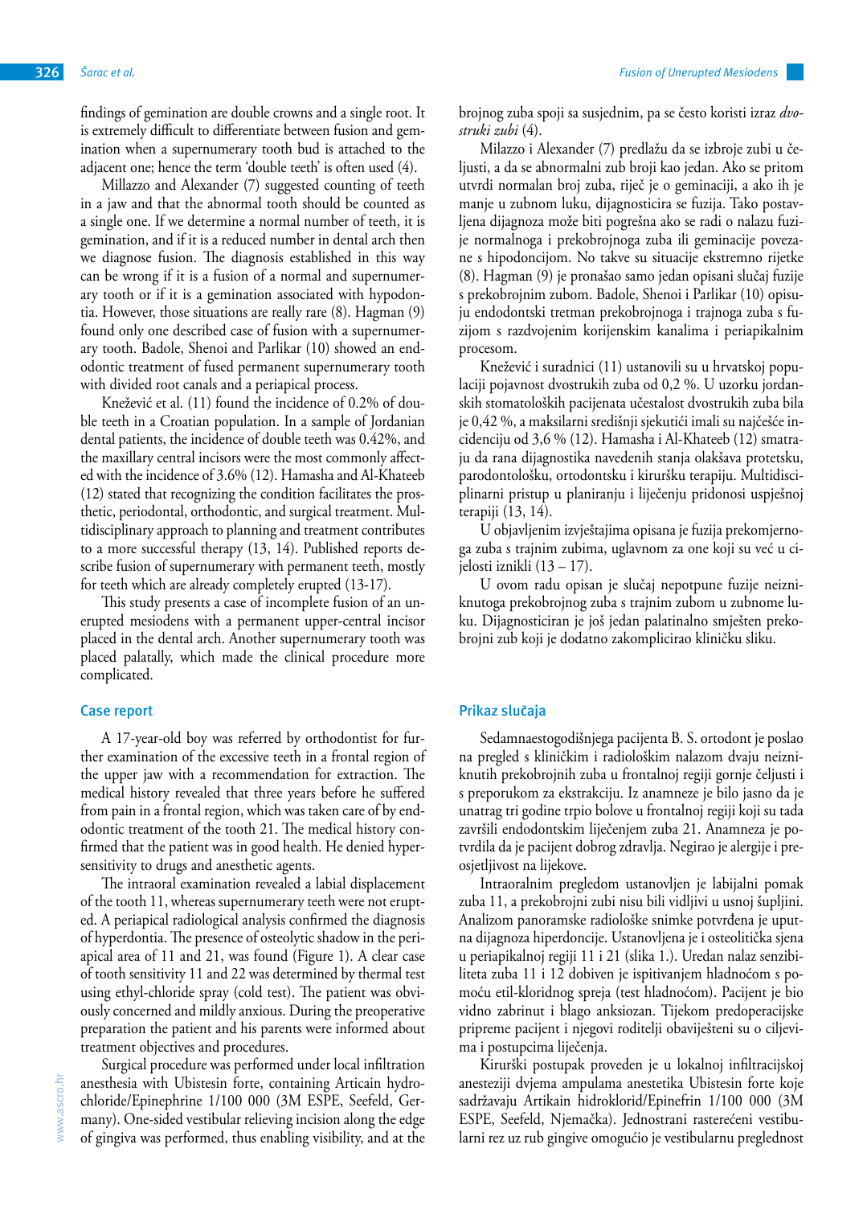findings of gemination are double crowns and a single root. It is extremely difficult to differentiate between fusion and gemination when a supernumerary tooth bud is attached to the adjacent one; hence the term 'double teeth' is often used (4).

Millazzo and Alexander (7) suggested counting of teeth in a jaw and that the abnormal tooth should be counted as a single one. If we determine a normal number of teeth, it is gemination, and if it is a reduced number in dental arch then we diagnose fusion. The diagnosis established in this way can be wrong if it is a fusion of a normal and supernumerary tooth or if it is a gemination associated with hypodontia. However, those situations are really rare (8). Hagman (9) found only one described case of fusion with a supernumerary tooth. Badole, Shenoi and Parlikar (10) showed an endodontic treatment of fused permanent supernumerary tooth with divided root canals and a periapical process.

Knežević et al. (11) found the incidence of 0.2% of double teeth in a Croatian population. In a sample of Jordanian dental patients, the incidence of double teeth was 0.42%, and the maxillary central incisors were the most commonly affected with the incidence of 3.6% (12). Hamasha and Al-Khateeb (12) stated that recognizing the condition facilitates the prosthetic, periodontal, orthodontic, and surgical treatment. Multidisciplinary approach to planning and treatment contributes to a more successful therapy (13, 14). Published reports describe fusion of supernumerary with permanent teeth, mostly for teeth which are already completely erupted (13-17).

This study presents a case of incomplete fusion of an unerupted mesiodens with a permanent upper-central incisor placed in the dental arch. Another supernumerary tooth was placed palatally, which made the clinical procedure more complicated.

## Case report

A 17-year-old boy was referred by orthodontist for further examination of the excessive teeth in a frontal region of the upper jaw with a recommendation for extraction. The medical history revealed that three years before he suffered from pain in a frontal region, which was taken care of by endodontic treatment of the tooth 21. The medical history confirmed that the patient was in good health. He denied hypersensitivity to drugs and anesthetic agents.

The intraoral examination revealed a labial displacement of the tooth 11, whereas supernumerary teeth were not erupted. A periapical radiological analysis confirmed the diagnosis of hyperdontia. The presence of osteolytic shadow in the periapical area of 11 and 21, was found (Figure 1). A clear case of tooth sensitivity 11 and 22 was determined by thermal test using ethyl-chloride spray (cold test). The patient was obviously concerned and mildly anxious. During the preoperative preparation the patient and his parents were informed about treatment objectives and procedures.

Surgical procedure was performed under local infiltration anesthesia with Ubistesin forte, containing Articain hydrochloride/Epinephrine 1/100 000 (3M ESPE, Seefeld, Germany). One-sided vestibular relieving incision along the edge of gingiva was performed, thus enabling visibility, and at the

brojnog zuba spoji sa susjednim, pa se često koristi izraz *dvostruki zubi* (4).

Milazzo i Alexander (7) predlažu da se izbroje zubi u čeljusti, a da se abnormalni zub broji kao jedan. Ako se pritom utvrdi normalan broj zuba, riječ je o geminaciji, a ako ih je manje u zubnom luku, dijagnosticira se fuzija. Tako postavljena dijagnoza može biti pogrešna ako se radi o nalazu fuzije normalnoga i prekobrojnoga zuba ili geminacije povezane s hipodoncijom. No takve su situacije ekstremno rijetke (8). Hagman (9) je pronašao samo jedan opisani slučaj fuzije s prekobrojnim zubom. Badole, Shenoi i Parlikar (10) opisuju endodontski tretman prekobrojnoga i trajnoga zuba s fuzijom s razdvojenim korijenskim kanalima i periapikalnim procesom.

Knežević i suradnici (11) ustanovili su u hrvatskoj populaciji pojavnost dvostrukih zuba od 0,2 %. U uzorku jordanskih stomatoloških pacijenata učestalost dvostrukih zuba bila je 0,42 %, a maksilarni središnji sjekutići imali su najčešće incidenciju od 3,6 % (12). Hamasha i Al-Khateeb (12) smatraju da rana dijagnostika navedenih stanja olakšava protetsku, parodontološku, ortodontsku i kiruršku terapiju. Multidisciplinarni pristup u planiranju i liječenju pridonosi uspješnoj terapiji (13, 14).

U objavljenim izvještajima opisana je fuzija prekomjernoga zuba s trajnim zubima, uglavnom za one koji su već u cijelosti iznikli (13 – 17).

U ovom radu opisan je slučaj nepotpune fuzije neizniknutoga prekobrojnog zuba s trajnim zubom u zubnome luku. Dijagnosticiran je još jedan palatinalno smješten prekobrojni zub koji je dodatno zakomplicirao kliničku sliku.

## Prikaz slučaja

Sedamnaestogodišnjega pacijenta B. S. ortodont je poslao na pregled s kliničkim i radiološkim nalazom dvaju neiznik­nutih prekobrojnih zuba u frontalnoj regiji gornje čeljusti i s preporukom za ekstrakciju. Iz anamneze je bilo jasno da je unatrag tri godine trpio bolove u frontalnoj regiji koji su tada završili endodontskim liječenjem zuba 21. Anamneza je potvrdila da je pacijent dobrog zdravlja. Negirao je alergije i preosjetljivost na lijekove.

Intraoralnim pregledom ustanovljen je labijalni pomak zuba 11, a prekobrojni zubi nisu bili vidljivi u usnoj šupljini. Analizom panoramske radiološke snimke potvrđena je uputna dijagnoza hiperdoncije. Ustanovljena je i osteolitička sjena u periapikalnoj regiji 11 i 21 (slika 1.). Uredan nalaz senzibiliteta zuba 11 i 12 dobiven je ispitivanjem hladnoćom s pomoću etil-kloridnog spreja (test hladnoćom). Pacijent je bio vidno zabrinut i blago anksiozan. Tijekom predoperacijske pripreme pacijent i njegovi roditelji obaviješteni su o ciljevima i postupcima liječenja.

Kirurški postupak proveden je u lokalnoj infiltracijskoj anesteziji dvjema ampulama anestetika Ubistesin forte koje sadržavaju Artikain hidroklorid/Epinefrin 1/100 000 (3M ESPE, Seefeld, Njemačka). Jednostrani rasterećeni vestibularni rez uz rub gingive omogućio je vestibularnu preglednost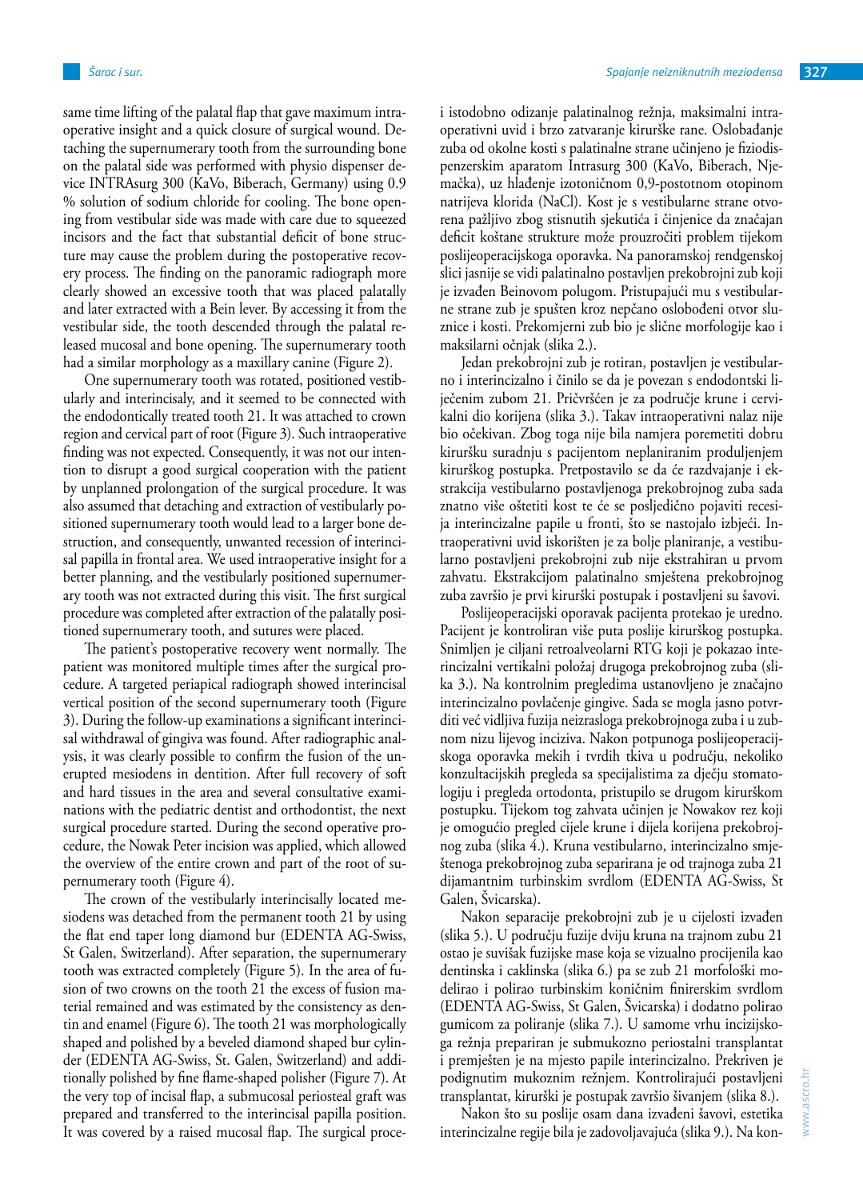same time lifting of the palatal flap that gave maximum intraoperative insight and a quick closure of surgical wound. Detaching the supernumerary tooth from the surrounding bone on the palatal side was performed with physio dispenser device INTRAsurg 300 (KaVo, Biberach, Germany) using 0.9 % solution of sodium chloride for cooling. The bone opening from vestibular side was made with care due to squeezed incisors and the fact that substantial deficit of bone structure may cause the problem during the postoperative recovery process. The finding on the panoramic radiograph more clearly showed an excessive tooth that was placed palatally and later extracted with a Bein lever. By accessing it from the vestibular side, the tooth descended through the palatal released mucosal and bone opening. The supernumerary tooth had a similar morphology as a maxillary canine (Figure 2).

One supernumerary tooth was rotated, positioned vestibularly and interincisaly, and it seemed to be connected with the endodontically treated tooth 21. It was attached to crown region and cervical part of root (Figure 3). Such intraoperative finding was not expected. Consequently, it was not our intention to disrupt a good surgical cooperation with the patient by unplanned prolongation of the surgical procedure. It was also assumed that detaching and extraction of vestibularly positioned supernumerary tooth would lead to a larger bone destruction, and consequently, unwanted recession of interincisal papilla in frontal area. We used intraoperative insight for a better planning, and the vestibularly positioned supernumerary tooth was not extracted during this visit. The first surgical procedure was completed after extraction of the palatally positioned supernumerary tooth, and sutures were placed.

The patient's postoperative recovery went normally. The patient was monitored multiple times after the surgical procedure. A targeted periapical radiograph showed interincisal vertical position of the second supernumerary tooth (Figure 3). During the follow-up examinations a significant interincisal withdrawal of gingiva was found. After radiographic analysis, it was clearly possible to confirm the fusion of the unerupted mesiodens in dentition. After full recovery of soft and hard tissues in the area and several consultative examinations with the pediatric dentist and orthodontist, the next surgical procedure started. During the second operative procedure, the Nowak Peter incision was applied, which allowed the overview of the entire crown and part of the root of supernumerary tooth (Figure 4).

The crown of the vestibularly interincisally located mesiodens was detached from the permanent tooth 21 by using the flat end taper long diamond bur (EDENTA AG-Swiss, St Galen, Switzerland). After separation, the supernumerary tooth was extracted completely (Figure 5). In the area of fusion of two crowns on the tooth 21 the excess of fusion material remained and was estimated by the consistency as dentin and enamel (Figure 6). The tooth 21 was morphologically shaped and polished by a beveled diamond shaped bur cylinder (EDENTA AG-Swiss, St. Galen, Switzerland) and additionally polished by fine flame-shaped polisher (Figure 7). At the very top of incisal flap, a submucosal periosteal graft was prepared and transferred to the interincisal papilla position. It was covered by a raised mucosal flap. The surgical proce-

i istodobno odizanje palatinalnog režnja, maksimalni intraoperativni uvid i brzo zatvaranje kirurške rane. Oslobađanje zuba od okolne kosti s palatinalne strane učinjeno je fiziodispenzerskim aparatom Intrasurg 300 (KaVo, Biberach, Njemačka), uz hlađenje izotoničnom 0,9-postotnom otopinom natrijeva klorida (NaCl). Kost je s vestibularne strane otvorena pažljivo zbog stisnutih sjekutića i činjenice da značajan deficit koštane strukture može prouzročiti problem tijekom poslijeoperacijskoga oporavka. Na panoramskoj rendgenskoj slici jasnije se vidi palatinalno postavljen prekobrojni zub koji je izvađen Beinovom polugom. Pristupajući mu s vestibularne strane zub je spušten kroz nepčano oslobođeni otvor sluznice i kosti. Prekomjerni zub bio je slične morfologije kao i maksilarni očnjak (slika 2.).

Jedan prekobrojni zub je rotiran, postavljen je vestibularno i interincizalno i činilo se da je povezan s endodontski liječenim zubom 21. Pričvršćen je za područje krune i cervikalni dio korijena (slika 3.). Takav intraoperativni nalaz nije bio očekivan. Zbog toga nije bila namjera poremetiti dobru kiruršku suradnju s pacijentom neplaniranim produljenjem kirurškog postupka. Pretpostavilo se da će razdvajanje i ekstrakcija vestibularno postavljenoga prekobrojnog zuba sada znatno više oštetiti kost te će se posljedično pojaviti recesija interincizalne papile u fronti, što se nastojalo izbjeći. Intraoperativni uvid iskorišten je za bolje planiranje, a vestibularno postavljeni prekobrojni zub nije ekstrahiran u prvom zahvatu. Ekstrakcijom palatinalno smještena prekobrojnog zuba završio je prvi kirurški postupak i postavljeni su šavovi.

Poslijeoperacijski oporavak pacijenta protekao je uredno. Pacijent je kontroliran više puta poslije kirurškog postupka. Snimljen je ciljani retroalveolarni RTG koji je pokazao interincizalni vertikalni položaj drugoga prekobrojnog zuba (slika 3.). Na kontrolnim pregledima ustanovljeno je značajno interincizalno povlačenje gingive. Sada se mogla jasno potvrditi već vidljiva fuzija neizrasloga prekobrojnoga zuba i u zubnom nizu lijevog inciziva. Nakon potpunoga poslijeoperacijskoga oporavka mekih i tvrdih tkiva u području, nekoliko konzultacijskih pregleda sa specijalistima za dječju stomatologiju i pregleda ortodonta, pristupilo se drugom kirurškom postupku. Tijekom tog zahvata učinjen je Nowakov rez koji je omogućio pregled cijele krune i dijela korijena prekobrojnog zuba (slika 4.). Kruna vestibularno, interincizalno smještenoga prekobrojnog zuba separirana je od trajnoga zuba 21 dijamantnim turbinskim svrdlom (EDENTA AG-Swiss, St Galen, Švicarska).

Nakon separacije prekobrojni zub je u cijelosti izvađen (slika 5.). U području fuzije dviju kruna na trajnom zubu 21 ostao je suvišak fuzijske mase koja se vizualno procijenila kao dentinska i caklinska (slika 6.) pa se zub 21 morfološki modelirao i polirao turbinskim koničnim finirerskim svrdlom (EDENTA AG-Swiss, St Galen, Švicarska) i dodatno polirao gumicom za poliranje (slika 7.). U samome vrhu incizijskoga režnja prepariran je submukozno periostalni transplantat i premješten je na mjesto papile interincizalno. Prekriven je podignutim mukoznim režnjem. Kontrolirajući postavljeni transplantat, kirurški je postupak završio šivanjem (slika 8.).

Nakon što su poslije osam dana izvađeni šavovi, estetika interincizalne regije bila je zadovoljavajuća (slika 9.). Na kon-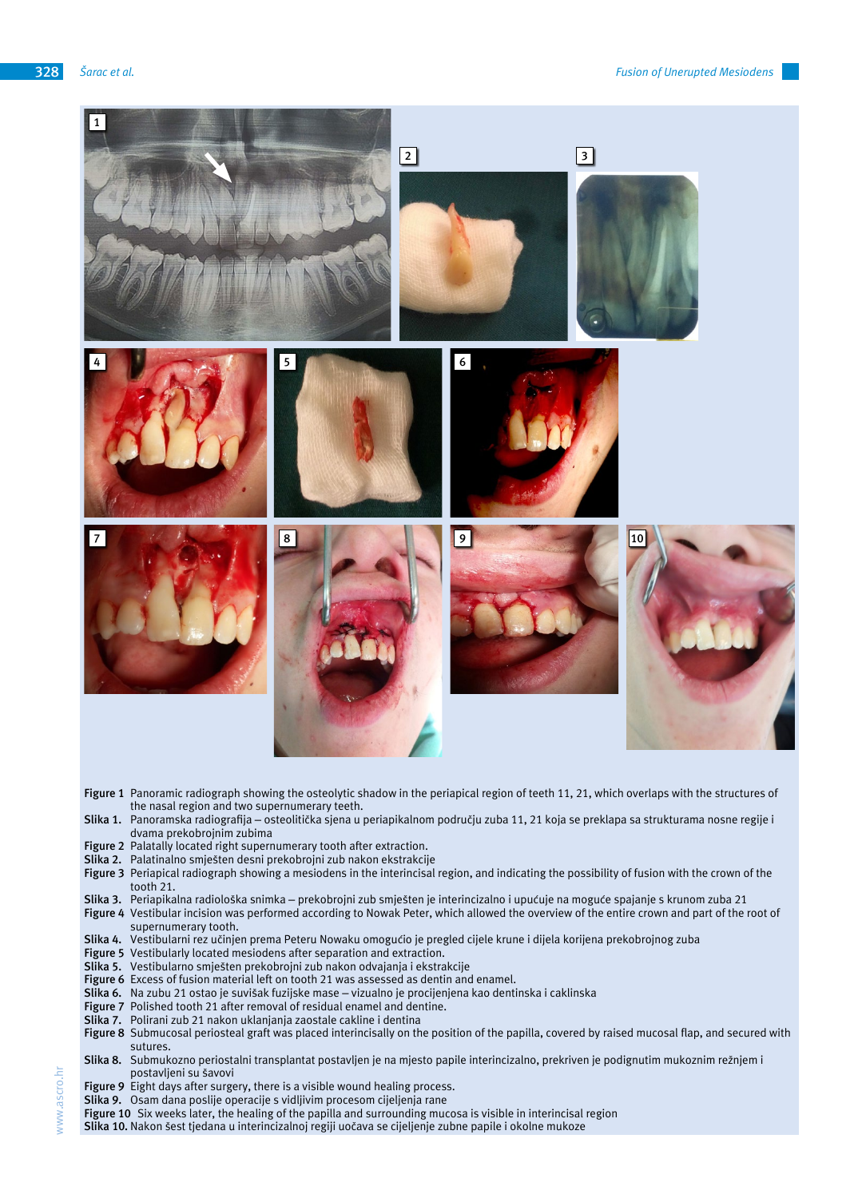**Figure 1** Panoramic radiograph showing the osteolytic shadow in the periapical region of teeth 11, 21, which overlaps with the structures of the nasal region and two supernumerary teeth.
**Slika 1.** Panoramska radiografija – osteolitička sjena u periapikalnom području zuba 11, 21 koja se preklapa sa strukturama nosne regije i dvama prekobrojnim zubima
**Figure 2** Palatally located right supernumerary tooth after extraction.
**Slika 2.** Palatinalno smješten desni prekobrojni zub nakon ekstrakcije
**Figure 3** Periapical radiograph showing a mesiodens in the interincisal region, and indicating the possibility of fusion with the crown of the tooth 21.
**Slika 3.** Periapikalna radiološka snimka – prekobrojni zub smješten je interincizalno i upućuje na moguće spajanje s krunom zuba 21
**Figure 4** Vestibular incision was performed according to Nowak Peter, which allowed the overview of the entire crown and part of the root of supernumerary tooth.
**Slika 4.** Vestibularni rez učinjen prema Peteru Nowaku omogućio je pregled cijele krune i dijela korijena prekobrojnog zuba
**Figure 5** Vestibularly located mesiodens after separation and extraction.
**Slika 5.** Vestibularno smješten prekobrojni zub nakon odvajanja i ekstrakcije
**Figure 6** Excess of fusion material left on tooth 21 was assessed as dentin and enamel.
**Slika 6.** Na zubu 21 ostao je suvišak fuzijske mase – vizualno je procijenjena kao dentinska i caklinska
**Figure 7** Polished tooth 21 after removal of residual enamel and dentine.
**Slika 7.** Polirani zub 21 nakon uklanjanja zaostale cakline i dentina
**Figure 8** Submucosal periosteal graft was placed interincisally on the position of the papilla, covered by raised mucosal flap, and secured with sutures.
**Slika 8.** Submukozno periostalni transplantat postavljen je na mjesto papile interincizalno, prekriven je podignutim mukoznim režnjem i postavljeni su šavovi
**Figure 9** Eight days after surgery, there is a visible wound healing process.
**Slika 9.** Osam dana poslije operacije s vidljivim procesom cijeljenja rane
**Figure 10** Six weeks later, the healing of the papilla and surrounding mucosa is visible in interincisal region
**Slika 10.** Nakon šest tjedana u interincizalnoj regiji uočava se cijeljenje zubne papile i okolne mukoze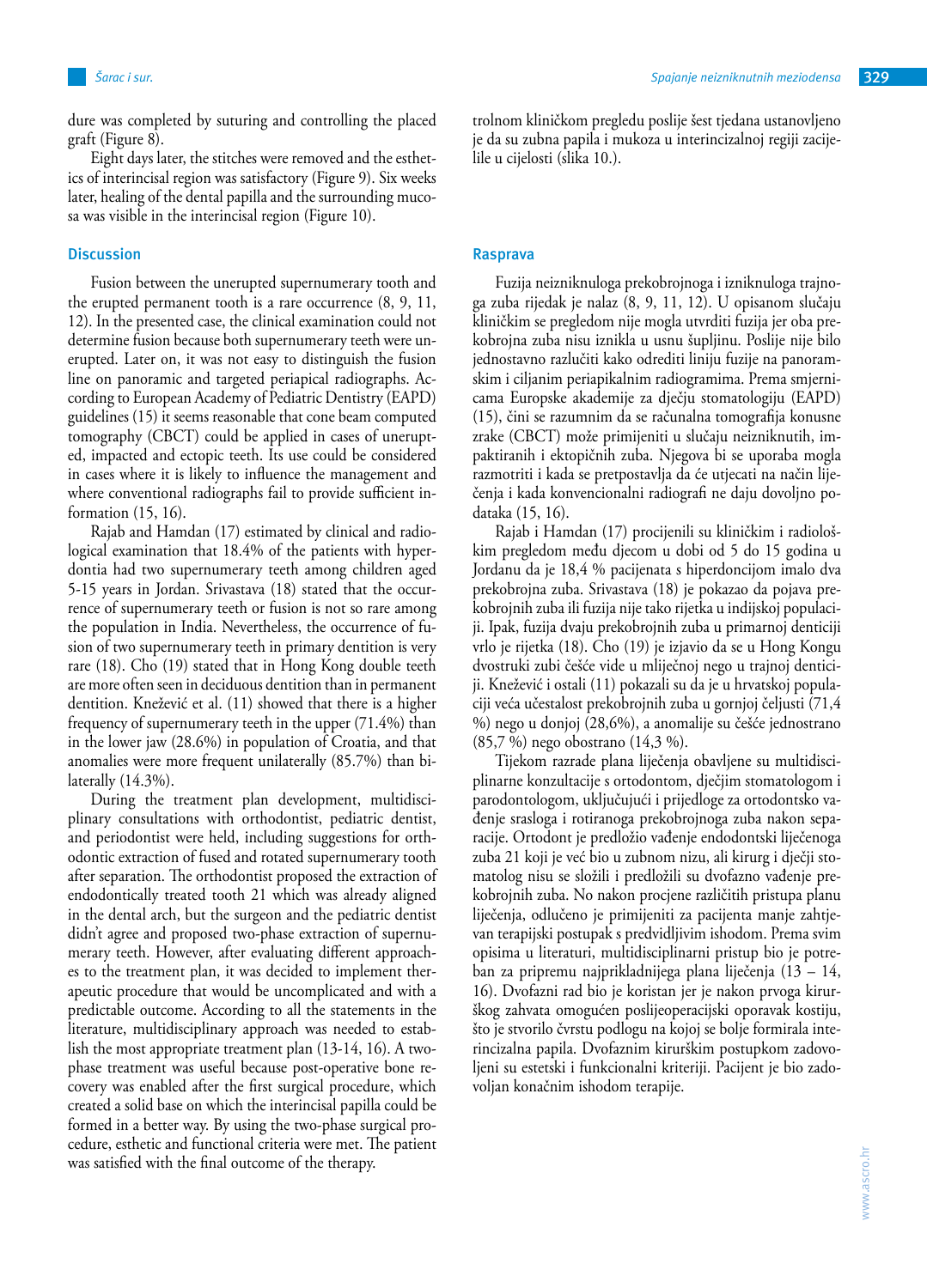dure was completed by suturing and controlling the placed graft (Figure 8).

Eight days later, the stitches were removed and the esthetics of interincisal region was satisfactory (Figure 9). Six weeks later, healing of the dental papilla and the surrounding mucosa was visible in the interincisal region (Figure 10).

## Discussion

Fusion between the unerupted supernumerary tooth and the erupted permanent tooth is a rare occurrence (8, 9, 11, 12). In the presented case, the clinical examination could not determine fusion because both supernumerary teeth were unerupted. Later on, it was not easy to distinguish the fusion line on panoramic and targeted periapical radiographs. According to European Academy of Pediatric Dentistry (EAPD) guidelines (15) it seems reasonable that cone beam computed tomography (CBCT) could be applied in cases of unerupted, impacted and ectopic teeth. Its use could be considered in cases where it is likely to influence the management and where conventional radiographs fail to provide sufficient information (15, 16).

Rajab and Hamdan (17) estimated by clinical and radiological examination that 18.4% of the patients with hyperdontia had two supernumerary teeth among children aged 5-15 years in Jordan. Srivastava (18) stated that the occurrence of supernumerary teeth or fusion is not so rare among the population in India. Nevertheless, the occurrence of fusion of two supernumerary teeth in primary dentition is very rare (18). Cho (19) stated that in Hong Kong double teeth are more often seen in deciduous dentition than in permanent dentition. Knežević et al. (11) showed that there is a higher frequency of supernumerary teeth in the upper (71.4%) than in the lower jaw (28.6%) in population of Croatia, and that anomalies were more frequent unilaterally (85.7%) than bilaterally (14.3%).

During the treatment plan development, multidisciplinary consultations with orthodontist, pediatric dentist, and periodontist were held, including suggestions for orthodontic extraction of fused and rotated supernumerary tooth after separation. The orthodontist proposed the extraction of endodontically treated tooth 21 which was already aligned in the dental arch, but the surgeon and the pediatric dentist didn't agree and proposed two-phase extraction of supernumerary teeth. However, after evaluating different approaches to the treatment plan, it was decided to implement therapeutic procedure that would be uncomplicated and with a predictable outcome. According to all the statements in the literature, multidisciplinary approach was needed to establish the most appropriate treatment plan (13-14, 16). A two-phase treatment was useful because post-operative bone recovery was enabled after the first surgical procedure, which created a solid base on which the interincisal papilla could be formed in a better way. By using the two-phase surgical procedure, esthetic and functional criteria were met. The patient was satisfied with the final outcome of the therapy.

trolnom kliničkom pregledu poslije šest tjedana ustanovljeno je da su zubna papila i mukoza u interincizalnoj regiji zacijelile u cijelosti (slika 10.).

## Rasprava

Fuzija neizniknuloga prekobrojnoga i izniknuloga trajnoga zuba rijedak je nalaz (8, 9, 11, 12). U opisanom slučaju kliničkim se pregledom nije mogla utvrditi fuzija jer oba prekobrojna zuba nisu iznikla u usnu šupljinu. Poslije nije bilo jednostavno razlučiti kako odrediti liniju fuzije na panoramskim i ciljanim periapikalnim radiogramima. Prema smjernicama Europske akademije za dječju stomatologiju (EAPD) (15), čini se razumnim da se računalna tomografija konusne zrake (CBCT) može primijeniti u slučaju neizniknutih, impaktiranih i ektopičnih zuba. Njegova bi se uporaba mogla razmotriti i kada se pretpostavlja da će utjecati na način liječenja i kada konvencionalni radiografi ne daju dovoljno podataka (15, 16).

Rajab i Hamdan (17) procijenili su kliničkim i radiološkim pregledom među djecom u dobi od 5 do 15 godina u Jordanu da je 18,4 % pacijenata s hiperdoncijom imalo dva prekobrojna zuba. Srivastava (18) je pokazao da pojava prekobrojnih zuba ili fuzija nije tako rijetka u indijskoj populaciji. Ipak, fuzija dvaju prekobrojnih zuba u primarnoj denticiji vrlo je rijetka (18). Cho (19) je izjavio da se u Hong Kongu dvostruki zubi češće vide u mliječnoj nego u trajnoj denticiji. Knežević i ostali (11) pokazali su da je u hrvatskoj populaciji veća učestalost prekobrojnih zuba u gornjoj čeljusti (71,4 %) nego u donjoj (28,6%), a anomalije su češće jednostrano (85,7 %) nego obostrano (14,3 %).

Tijekom razrade plana liječenja obavljene su multidisciplinarne konzultacije s ortodontom, dječjim stomatologom i parodontologom, uključujući i prijedloge za ortodontsko vađenje sraslosga i rotiranoga prekobrojnoga zuba nakon separacije. Ortodont je predložio vađenje endodontski liječenoga zuba 21 koji je već bio u zubnom nizu, ali kirurg i dječji stomatolog nisu se složili i predložili su dvofazno vađenje prekobrojnih zuba. No nakon procjene različitih pristupa planu liječenja, odlučeno je primijeniti za pacijenta manje zahtjevan terapijski postupak s predvidljivim ishodom. Prema svim opisima u literaturi, multidisciplinarni pristup bio je potreban za pripremu najprikladnijega plana liječenja (13 – 14, 16). Dvofazni rad bio je koristan jer je nakon prvoga kirurškog zahvata omogućen poslijeoperacijski oporavak kostiju, što je stvorilo čvrstu podlogu na kojoj se bolje formirala interincizalna papila. Dvofaznim kirurškim postupkom zadovoljeni su estetski i funkcionalni kriteriji. Pacijent je bio zadovoljan konačnim ishodom terapije.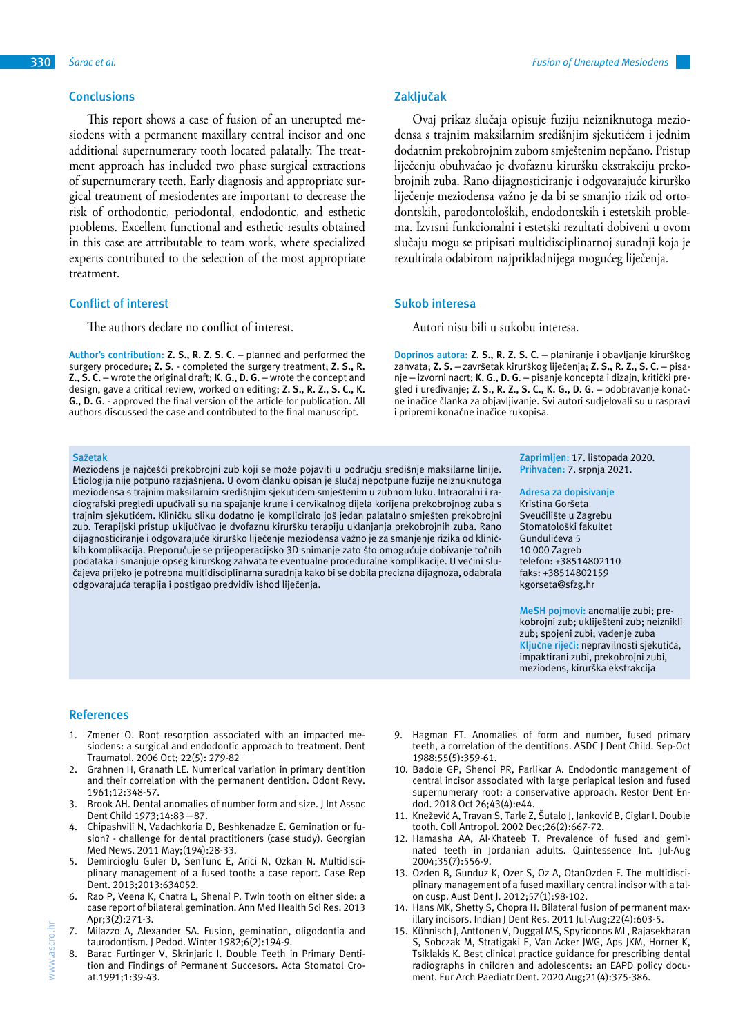## Conclusions

This report shows a case of fusion of an unerupted mesiodens with a permanent maxillary central incisor and one additional supernumerary tooth located palatally. The treatment approach has included two phase surgical extractions of supernumerary teeth. Early diagnosis and appropriate surgical treatment of mesiodentes are important to decrease the risk of orthodontic, periodontal, endodontic, and esthetic problems. Excellent functional and esthetic results obtained in this case are attributable to team work, where specialized experts contributed to the selection of the most appropriate treatment.

## Conflict of interest

The authors declare no conflict of interest.

**Author's contribution:** **Z. S., R. Z. S. C.** – planned and performed the surgery procedure; **Z. S.** - completed the surgery treatment; **Z. S., R. Z., S. C.** – wrote the original draft; **K. G., D. G.** – wrote the concept and design, gave a critical review, worked on editing; **Z. S., R. Z., S. C., K. G., D. G.** - approved the final version of the article for publication. All authors discussed the case and contributed to the final manuscript.

## Zaključak

Ovaj prikaz slučaja opisuje fuziju neizniknutoga meziodensa s trajnim maksilarnim središnjim sjekutićem i jednim dodatnim prekobrojnim zubom smještenim nepčano. Pristup liječenju obuhvaćao je dvofaznu kiruršku ekstrakciju prekobrojnih zuba. Rano dijagnosticiranje i odgovarajuće kirurško liječenje meziodensa važno je da bi se smanjio rizik od ortodontskih, parodontoloških, endodontskih i estetskih problema. Izvrsni funkcionalni i estetski rezultati dobiveni u ovom slučaju mogu se pripisati multidisciplinarnoj suradnji koja je rezultirala odabirom najprikladnijega mogućeg liječenja.

## Sukob interesa

Autori nisu bili u sukobu interesa.

**Doprinos autora:** **Z. S., R. Z. S. C.** – planiranje i obavljanje kirurškog zahvata; **Z. S.** – završetak kirurškog liječenja; **Z. S., R. Z., S. C.** – pisanje – izvorni nacrt; **K. G., D. G.** – pisanje koncepta i dizajn, kritički pregled i uređivanje; **Z. S., R. Z., S. C., K. G., D. G.** – odobravanje konačne inačice članka za objavljivanje. Svi autori sudjelovali su u raspravi i pripremi konačne inačice rukopisa.

**Sažetak**

Meziodens je najčešći prekobrojni zub koji se može pojaviti u području središnje maksilarne linije. Etiologija nije potpuno razjašnjena. U ovom članku opisan je slučaj nepotpune fuzije neiznuknutoga meziodensa s trajnim maksilarnim središnjim sjekutićem smještenim u zubnom luku. Intraoralni i radiografski pregledi upućivali su na spajanje krune i cervikalnog dijela korijena prekobrojnog zuba s trajnim sjekutićem. Kliničku sliku dodatno je kompliciralo još jedan palatalno smješten prekobrojni zub. Terapijski pristup uključivao je dvofaznu kiruršku terapiju uklanjanja prekobrojnih zuba. Rano dijagnosticiranje i odgovarajuće kirurško liječenje meziodensa važno je za smanjenje rizika od kliničkih komplikacija. Preporučuje se prijeoperacijsko 3D snimanje zato što omogućuje dobivanje točnih podataka i smanjuje opseg kirurškog zahvata te eventualne proceduralne komplikacije. U većini slučajeva prijeko je potrebna multidisciplinarna suradnja kako bi se dobila precizna dijagnoza, odabrala odgovarajuća terapija i postigao predvidiv ishod liječenja.

**Zaprimljen:** 17. listopada 2020.
**Prihvaćen:** 7. srpnja 2021.

**Adresa za dopisivanje**
Kristina Goršeta
Sveučilište u Zagrebu
Stomatološki fakultet
Gundulićeva 5
10 000 Zagreb
telefon: +38514802110
faks: +38514802159
kgorseta@sfzg.hr

**MeSH pojmovi:** anomalije zubi; prekobrojni zub; uklješteni zub; neiznikli zub; spojeni zubi; vađenje zuba
**Ključne riječi:** nepravilnosti sjekutića, impaktirani zubi, prekobrojni zubi, meziodens, kirurška ekstrakcija

## References

1. Zmener O. Root resorption associated with an impacted mesiodens: a surgical and endodontic approach to treatment. Dent Traumatol. 2006 Oct; 22(5): 279-82
2. Grahnen H, Granath LE. Numerical variation in primary dentition and their correlation with the permanent dentition. Odont Revy. 1961;12:348-57.
3. Brook AH. Dental anomalies of number form and size. J Int Assoc Dent Child 1973;14:83—87.
4. Chipashvili N, Vadachkoria D, Beshkenadze E. Gemination or fusion? - challenge for dental practitioners (case study). Georgian Med News. 2011 May;(194):28-33.
5. Demircioglu Guler D, SenTunc E, Arici N, Ozkan N. Multidisciplinary management of a fused tooth: a case report. Case Rep Dent. 2013;2013:634052.
6. Rao P, Veena K, Chatra L, Shenai P. Twin tooth on either side: a case report of bilateral gemination. Ann Med Health Sci Res. 2013 Apr;3(2):271-3.
7. Milazzo A, Alexander SA. Fusion, gemination, oligodontia and taurodontism. J Pedod. Winter 1982;6(2):194-9.
8. Barac Furtinger V, Skrinjaric I. Double Teeth in Primary Dentition and Findings of Permanent Succesors. Acta Stomatol Croat.1991;1:39-43.
9. Hagman FT. Anomalies of form and number, fused primary teeth, a correlation of the dentitions. ASDC J Dent Child. Sep-Oct 1988;55(5):359-61.
10. Badole GP, Shenoi PR, Parlikar A. Endodontic management of central incisor associated with large periapical lesion and fused supernumerary root: a conservative approach. Restor Dent Endod. 2018 Oct 26;43(4):e44.
11. Knežević A, Travan S, Tarle Z, Šutalo J, Janković B, Ciglar I. Double tooth. Coll Antropol. 2002 Dec;26(2):667-72.
12. Hamasha AA, Al-Khateeb T. Prevalence of fused and geminated teeth in Jordanian adults. Quintessence Int. Jul-Aug 2004;35(7):556-9.
13. Ozden B, Gunduz K, Ozer S, Oz A, OtanOzden F. The multidisciplinary management of a fused maxillary central incisor with a talon cusp. Aust Dent J. 2012;57(1):98-102.
14. Hans MK, Shetty S, Chopra H. Bilateral fusion of permanent maxillary incisors. Indian J Dent Res. 2011 Jul-Aug;22(4):603-5.
15. Kühnisch J, Anttonen V, Duggal MS, Spyridonos ML, Rajasekharan S, Sobczak M, Stratigaki E, Van Acker JWG, Aps JKM, Horner K, Tsiklakis K. Best clinical practice guidance for prescribing dental radiographs in children and adolescents: an EAPD policy document. Eur Arch Paediatr Dent. 2020 Aug;21(4):375-386.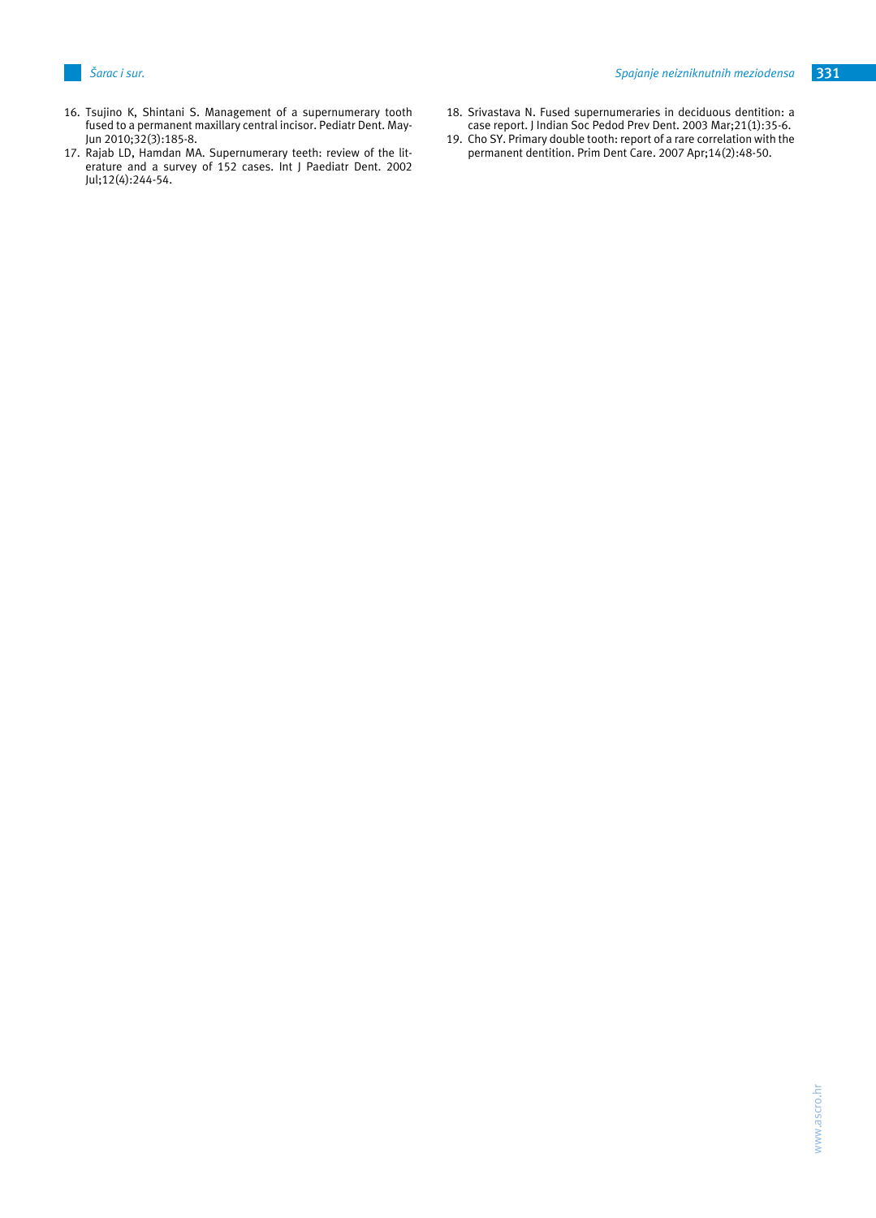16. Tsujino K, Shintani S. Management of a supernumerary tooth fused to a permanent maxillary central incisor. Pediatr Dent. May-Jun 2010;32(3):185-8.
17. Rajab LD, Hamdan MA. Supernumerary teeth: review of the literature and a survey of 152 cases. Int J Paediatr Dent. 2002 Jul;12(4):244-54.
18. Srivastava N. Fused supernumeraries in deciduous dentition: a case report. J Indian Soc Pedod Prev Dent. 2003 Mar;21(1):35-6.
19. Cho SY. Primary double tooth: report of a rare correlation with the permanent dentition. Prim Dent Care. 2007 Apr;14(2):48-50.